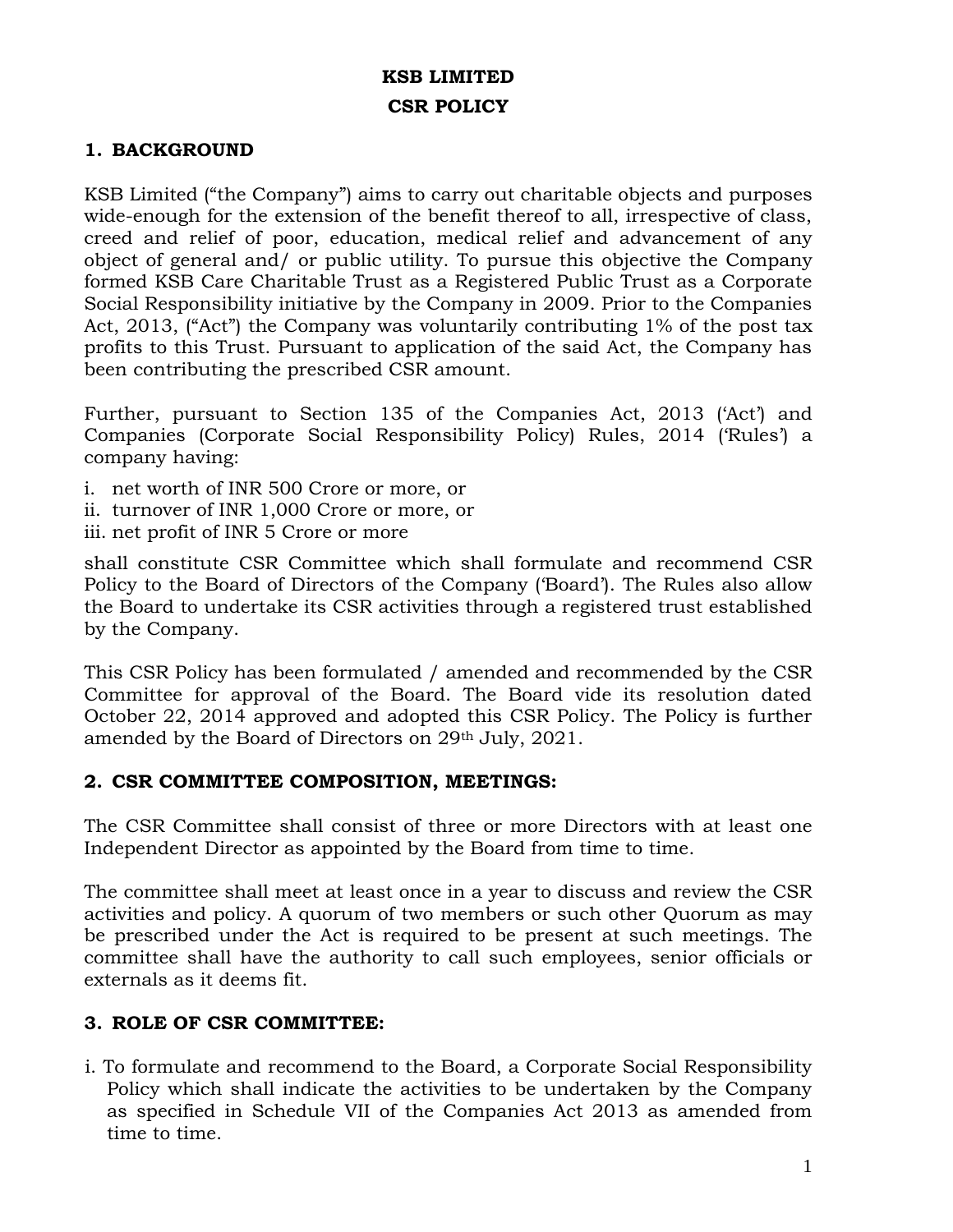# KSB LIMITED

# CSR POLICY

## 1. BACKGROUND

KSB Limited ("the Company") aims to carry out charitable objects and purposes wide-enough for the extension of the benefit thereof to all, irrespective of class, creed and relief of poor, education, medical relief and advancement of any object of general and/ or public utility. To pursue this objective the Company formed KSB Care Charitable Trust as a Registered Public Trust as a Corporate Social Responsibility initiative by the Company in 2009. Prior to the Companies Act, 2013, ("Act") the Company was voluntarily contributing 1% of the post tax profits to this Trust. Pursuant to application of the said Act, the Company has been contributing the prescribed CSR amount.

Further, pursuant to Section 135 of the Companies Act, 2013 ('Act') and Companies (Corporate Social Responsibility Policy) Rules, 2014 ('Rules') a company having:

i. net worth of INR 500 Crore or more, or
ii. turnover of INR 1,000 Crore or more, or
iii. net profit of INR 5 Crore or more

shall constitute CSR Committee which shall formulate and recommend CSR Policy to the Board of Directors of the Company ('Board'). The Rules also allow the Board to undertake its CSR activities through a registered trust established by the Company.

This CSR Policy has been formulated / amended and recommended by the CSR Committee for approval of the Board. The Board vide its resolution dated October 22, 2014 approved and adopted this CSR Policy. The Policy is further amended by the Board of Directors on 29th July, 2021.

## 2. CSR COMMITTEE COMPOSITION, MEETINGS:

The CSR Committee shall consist of three or more Directors with at least one Independent Director as appointed by the Board from time to time.

The committee shall meet at least once in a year to discuss and review the CSR activities and policy. A quorum of two members or such other Quorum as may be prescribed under the Act is required to be present at such meetings. The committee shall have the authority to call such employees, senior officials or externals as it deems fit.

## 3. ROLE OF CSR COMMITTEE:

i. To formulate and recommend to the Board, a Corporate Social Responsibility Policy which shall indicate the activities to be undertaken by the Company as specified in Schedule VII of the Companies Act 2013 as amended from time to time.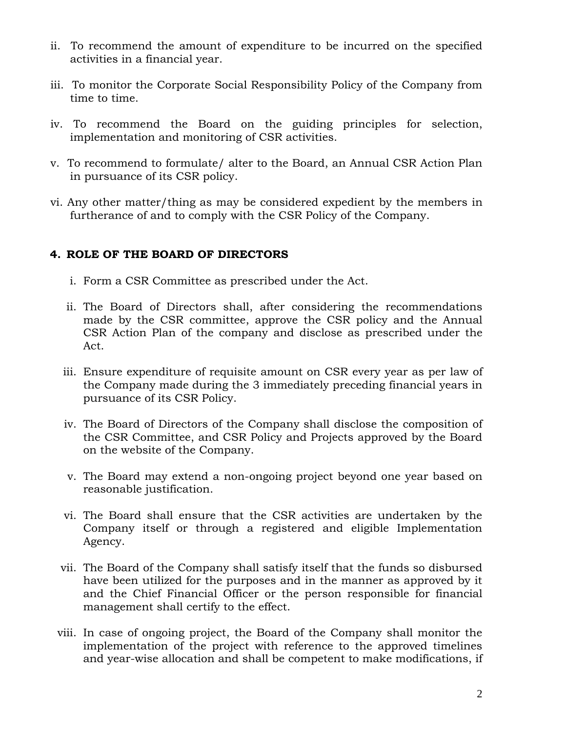ii. To recommend the amount of expenditure to be incurred on the specified activities in a financial year.

iii. To monitor the Corporate Social Responsibility Policy of the Company from time to time.

iv. To recommend the Board on the guiding principles for selection, implementation and monitoring of CSR activities.

v. To recommend to formulate/ alter to the Board, an Annual CSR Action Plan in pursuance of its CSR policy.

vi. Any other matter/thing as may be considered expedient by the members in furtherance of and to comply with the CSR Policy of the Company.

## 4. ROLE OF THE BOARD OF DIRECTORS

i. Form a CSR Committee as prescribed under the Act.

ii. The Board of Directors shall, after considering the recommendations made by the CSR committee, approve the CSR policy and the Annual CSR Action Plan of the company and disclose as prescribed under the Act.

iii. Ensure expenditure of requisite amount on CSR every year as per law of the Company made during the 3 immediately preceding financial years in pursuance of its CSR Policy.

iv. The Board of Directors of the Company shall disclose the composition of the CSR Committee, and CSR Policy and Projects approved by the Board on the website of the Company.

v. The Board may extend a non-ongoing project beyond one year based on reasonable justification.

vi. The Board shall ensure that the CSR activities are undertaken by the Company itself or through a registered and eligible Implementation Agency.

vii. The Board of the Company shall satisfy itself that the funds so disbursed have been utilized for the purposes and in the manner as approved by it and the Chief Financial Officer or the person responsible for financial management shall certify to the effect.

viii. In case of ongoing project, the Board of the Company shall monitor the implementation of the project with reference to the approved timelines and year-wise allocation and shall be competent to make modifications, if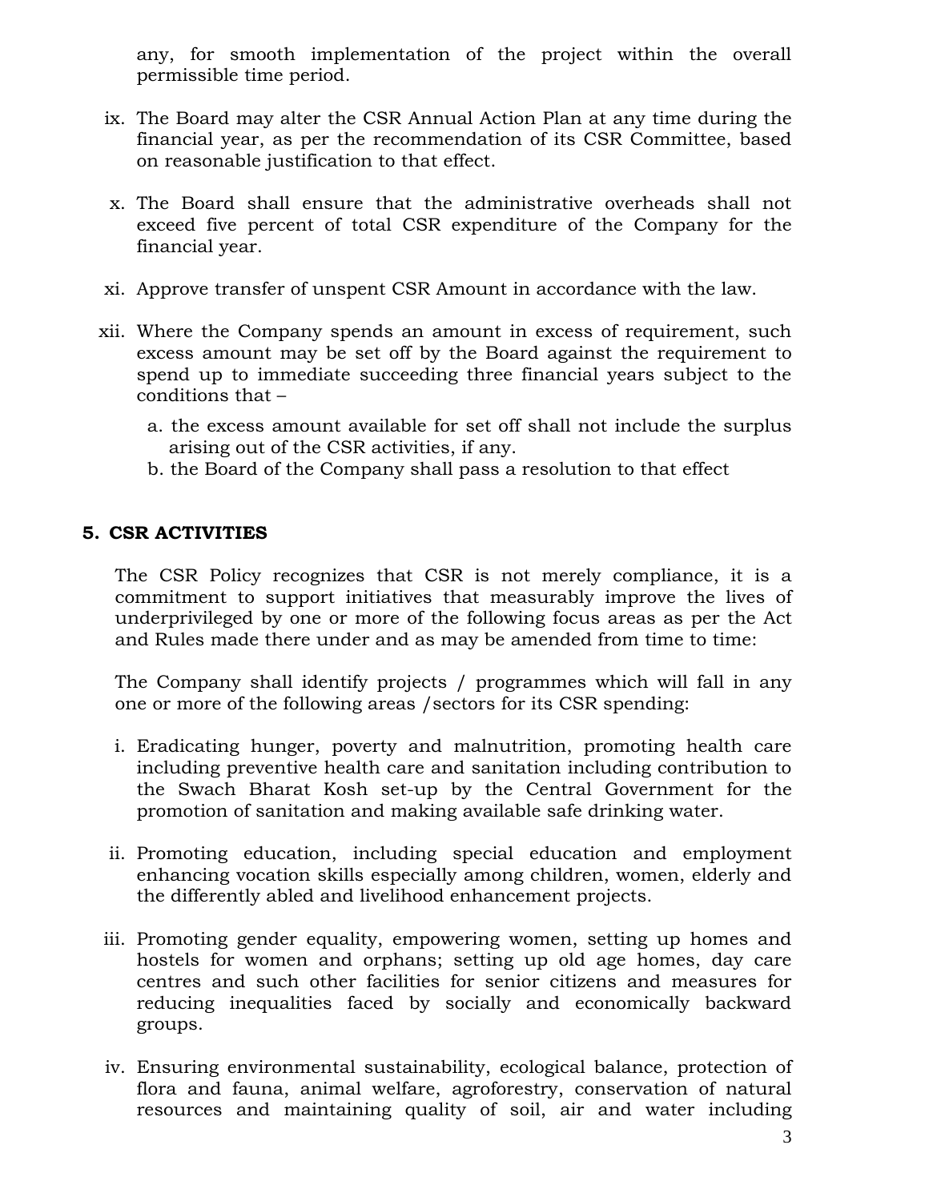any, for smooth implementation of the project within the overall permissible time period.

ix. The Board may alter the CSR Annual Action Plan at any time during the financial year, as per the recommendation of its CSR Committee, based on reasonable justification to that effect.

x. The Board shall ensure that the administrative overheads shall not exceed five percent of total CSR expenditure of the Company for the financial year.

xi. Approve transfer of unspent CSR Amount in accordance with the law.

xii. Where the Company spends an amount in excess of requirement, such excess amount may be set off by the Board against the requirement to spend up to immediate succeeding three financial years subject to the conditions that –

   a. the excess amount available for set off shall not include the surplus arising out of the CSR activities, if any.
   b. the Board of the Company shall pass a resolution to that effect

## 5. CSR ACTIVITIES

The CSR Policy recognizes that CSR is not merely compliance, it is a commitment to support initiatives that measurably improve the lives of underprivileged by one or more of the following focus areas as per the Act and Rules made there under and as may be amended from time to time:

The Company shall identify projects / programmes which will fall in any one or more of the following areas /sectors for its CSR spending:

i. Eradicating hunger, poverty and malnutrition, promoting health care including preventive health care and sanitation including contribution to the Swach Bharat Kosh set-up by the Central Government for the promotion of sanitation and making available safe drinking water.

ii. Promoting education, including special education and employment enhancing vocation skills especially among children, women, elderly and the differently abled and livelihood enhancement projects.

iii. Promoting gender equality, empowering women, setting up homes and hostels for women and orphans; setting up old age homes, day care centres and such other facilities for senior citizens and measures for reducing inequalities faced by socially and economically backward groups.

iv. Ensuring environmental sustainability, ecological balance, protection of flora and fauna, animal welfare, agroforestry, conservation of natural resources and maintaining quality of soil, air and water including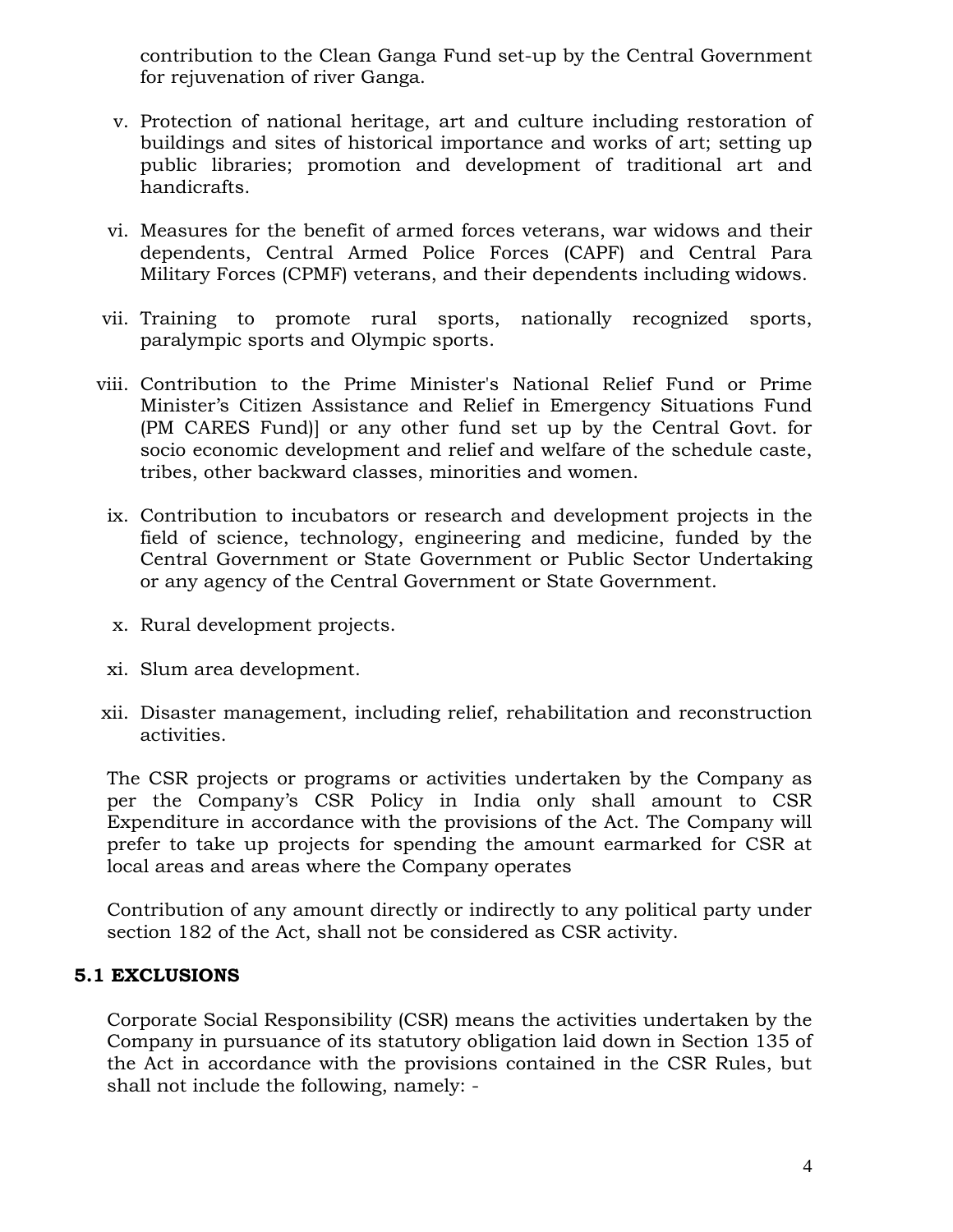contribution to the Clean Ganga Fund set-up by the Central Government for rejuvenation of river Ganga.

v. Protection of national heritage, art and culture including restoration of buildings and sites of historical importance and works of art; setting up public libraries; promotion and development of traditional art and handicrafts.

vi. Measures for the benefit of armed forces veterans, war widows and their dependents, Central Armed Police Forces (CAPF) and Central Para Military Forces (CPMF) veterans, and their dependents including widows.

vii. Training to promote rural sports, nationally recognized sports, paralympic sports and Olympic sports.

viii. Contribution to the Prime Minister's National Relief Fund or Prime Minister's Citizen Assistance and Relief in Emergency Situations Fund (PM CARES Fund)] or any other fund set up by the Central Govt. for socio economic development and relief and welfare of the schedule caste, tribes, other backward classes, minorities and women.

ix. Contribution to incubators or research and development projects in the field of science, technology, engineering and medicine, funded by the Central Government or State Government or Public Sector Undertaking or any agency of the Central Government or State Government.

x. Rural development projects.

xi. Slum area development.

xii. Disaster management, including relief, rehabilitation and reconstruction activities.

The CSR projects or programs or activities undertaken by the Company as per the Company's CSR Policy in India only shall amount to CSR Expenditure in accordance with the provisions of the Act. The Company will prefer to take up projects for spending the amount earmarked for CSR at local areas and areas where the Company operates

Contribution of any amount directly or indirectly to any political party under section 182 of the Act, shall not be considered as CSR activity.

### 5.1 EXCLUSIONS

Corporate Social Responsibility (CSR) means the activities undertaken by the Company in pursuance of its statutory obligation laid down in Section 135 of the Act in accordance with the provisions contained in the CSR Rules, but shall not include the following, namely: -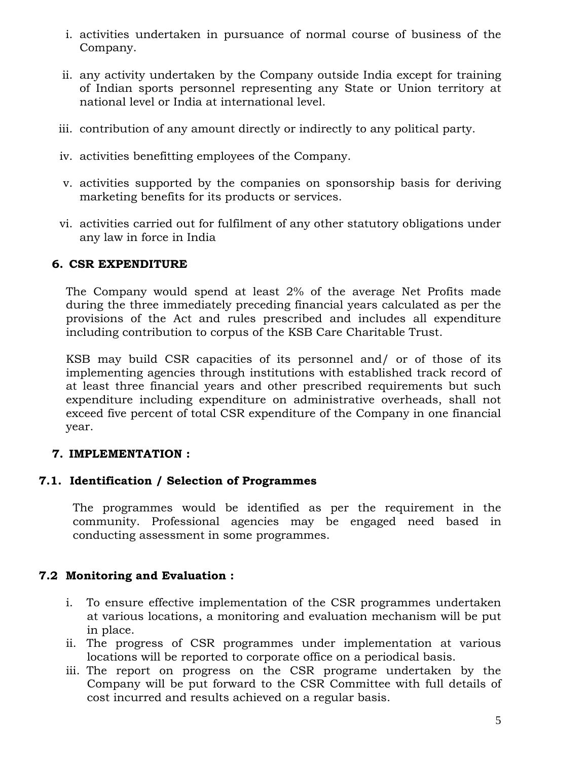i. activities undertaken in pursuance of normal course of business of the Company.

ii. any activity undertaken by the Company outside India except for training of Indian sports personnel representing any State or Union territory at national level or India at international level.

iii. contribution of any amount directly or indirectly to any political party.

iv. activities benefitting employees of the Company.

v. activities supported by the companies on sponsorship basis for deriving marketing benefits for its products or services.

vi. activities carried out for fulfilment of any other statutory obligations under any law in force in India

## 6. CSR EXPENDITURE

The Company would spend at least 2% of the average Net Profits made during the three immediately preceding financial years calculated as per the provisions of the Act and rules prescribed and includes all expenditure including contribution to corpus of the KSB Care Charitable Trust.

KSB may build CSR capacities of its personnel and/ or of those of its implementing agencies through institutions with established track record of at least three financial years and other prescribed requirements but such expenditure including expenditure on administrative overheads, shall not exceed five percent of total CSR expenditure of the Company in one financial year.

## 7. IMPLEMENTATION :

### 7.1. Identification / Selection of Programmes

The programmes would be identified as per the requirement in the community. Professional agencies may be engaged need based in conducting assessment in some programmes.

### 7.2 Monitoring and Evaluation :

i. To ensure effective implementation of the CSR programmes undertaken at various locations, a monitoring and evaluation mechanism will be put in place.
ii. The progress of CSR programmes under implementation at various locations will be reported to corporate office on a periodical basis.
iii. The report on progress on the CSR programe undertaken by the Company will be put forward to the CSR Committee with full details of cost incurred and results achieved on a regular basis.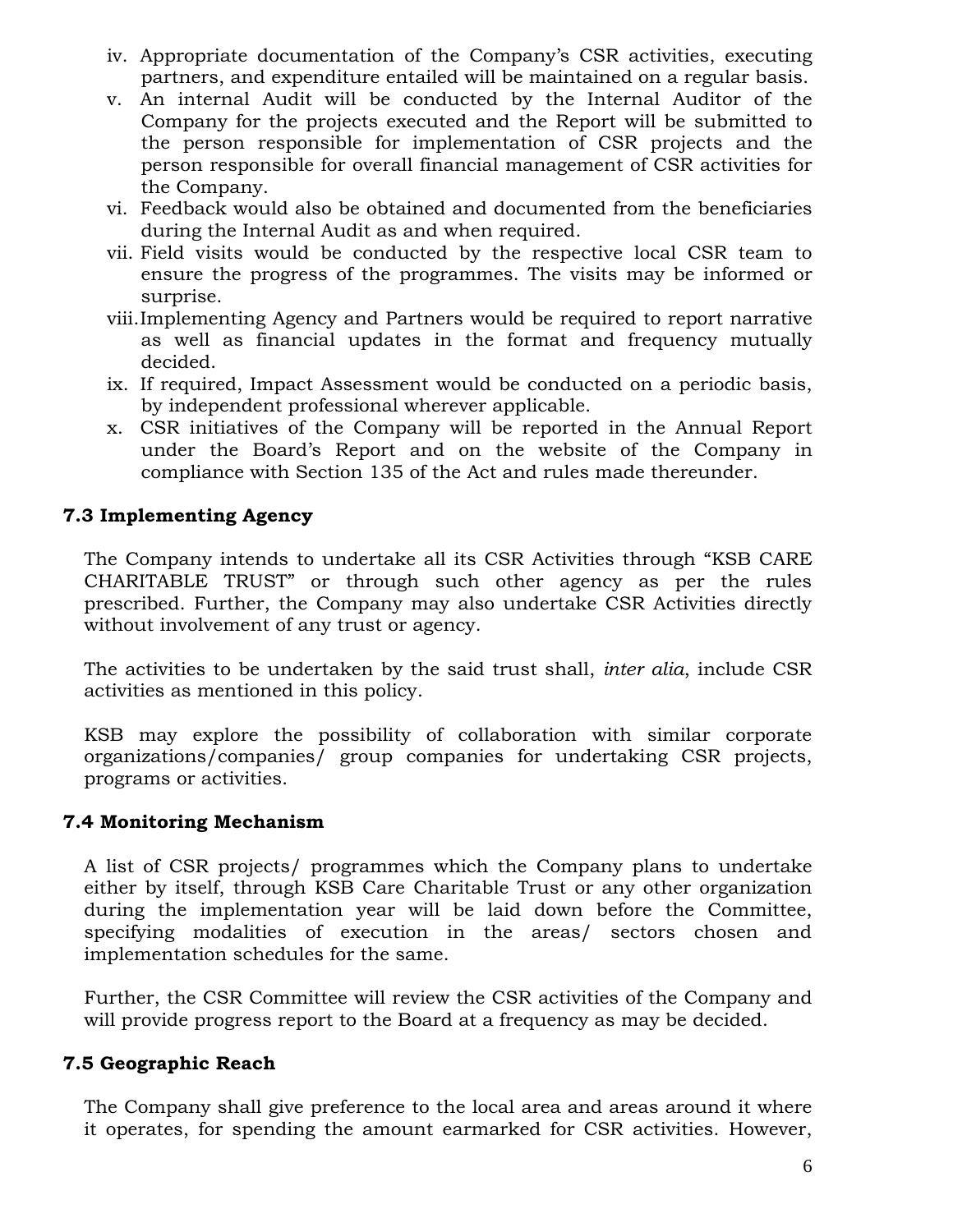iv. Appropriate documentation of the Company's CSR activities, executing partners, and expenditure entailed will be maintained on a regular basis.
v. An internal Audit will be conducted by the Internal Auditor of the Company for the projects executed and the Report will be submitted to the person responsible for implementation of CSR projects and the person responsible for overall financial management of CSR activities for the Company.
vi. Feedback would also be obtained and documented from the beneficiaries during the Internal Audit as and when required.
vii. Field visits would be conducted by the respective local CSR team to ensure the progress of the programmes. The visits may be informed or surprise.
viii. Implementing Agency and Partners would be required to report narrative as well as financial updates in the format and frequency mutually decided.
ix. If required, Impact Assessment would be conducted on a periodic basis, by independent professional wherever applicable.
x. CSR initiatives of the Company will be reported in the Annual Report under the Board's Report and on the website of the Company in compliance with Section 135 of the Act and rules made thereunder.

### 7.3 Implementing Agency

The Company intends to undertake all its CSR Activities through "KSB CARE CHARITABLE TRUST" or through such other agency as per the rules prescribed. Further, the Company may also undertake CSR Activities directly without involvement of any trust or agency.

The activities to be undertaken by the said trust shall, *inter alia*, include CSR activities as mentioned in this policy.

KSB may explore the possibility of collaboration with similar corporate organizations/companies/ group companies for undertaking CSR projects, programs or activities.

### 7.4 Monitoring Mechanism

A list of CSR projects/ programmes which the Company plans to undertake either by itself, through KSB Care Charitable Trust or any other organization during the implementation year will be laid down before the Committee, specifying modalities of execution in the areas/ sectors chosen and implementation schedules for the same.

Further, the CSR Committee will review the CSR activities of the Company and will provide progress report to the Board at a frequency as may be decided.

### 7.5 Geographic Reach

The Company shall give preference to the local area and areas around it where it operates, for spending the amount earmarked for CSR activities. However,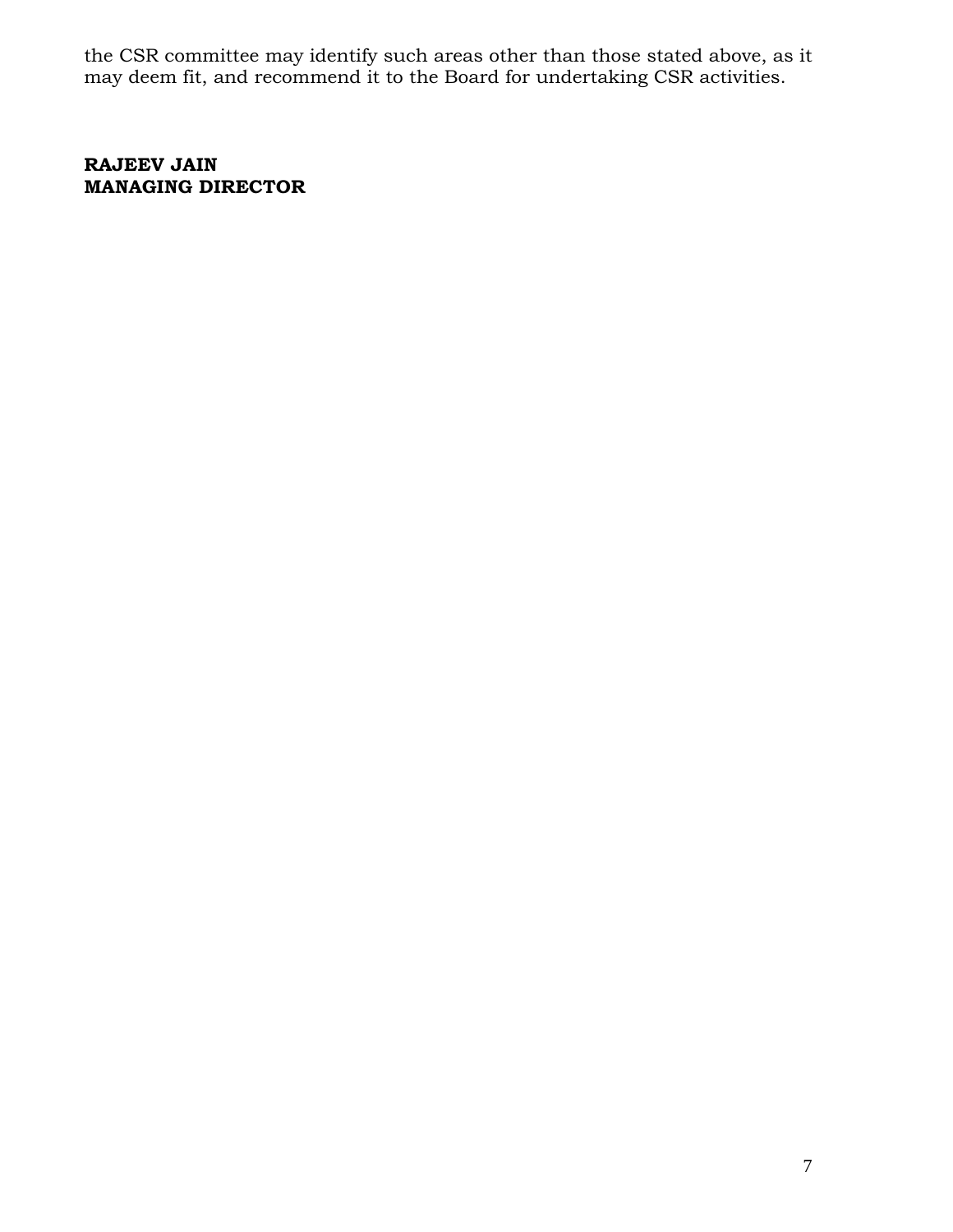the CSR committee may identify such areas other than those stated above, as it may deem fit, and recommend it to the Board for undertaking CSR activities.

**RAJEEV JAIN**
**MANAGING DIRECTOR**